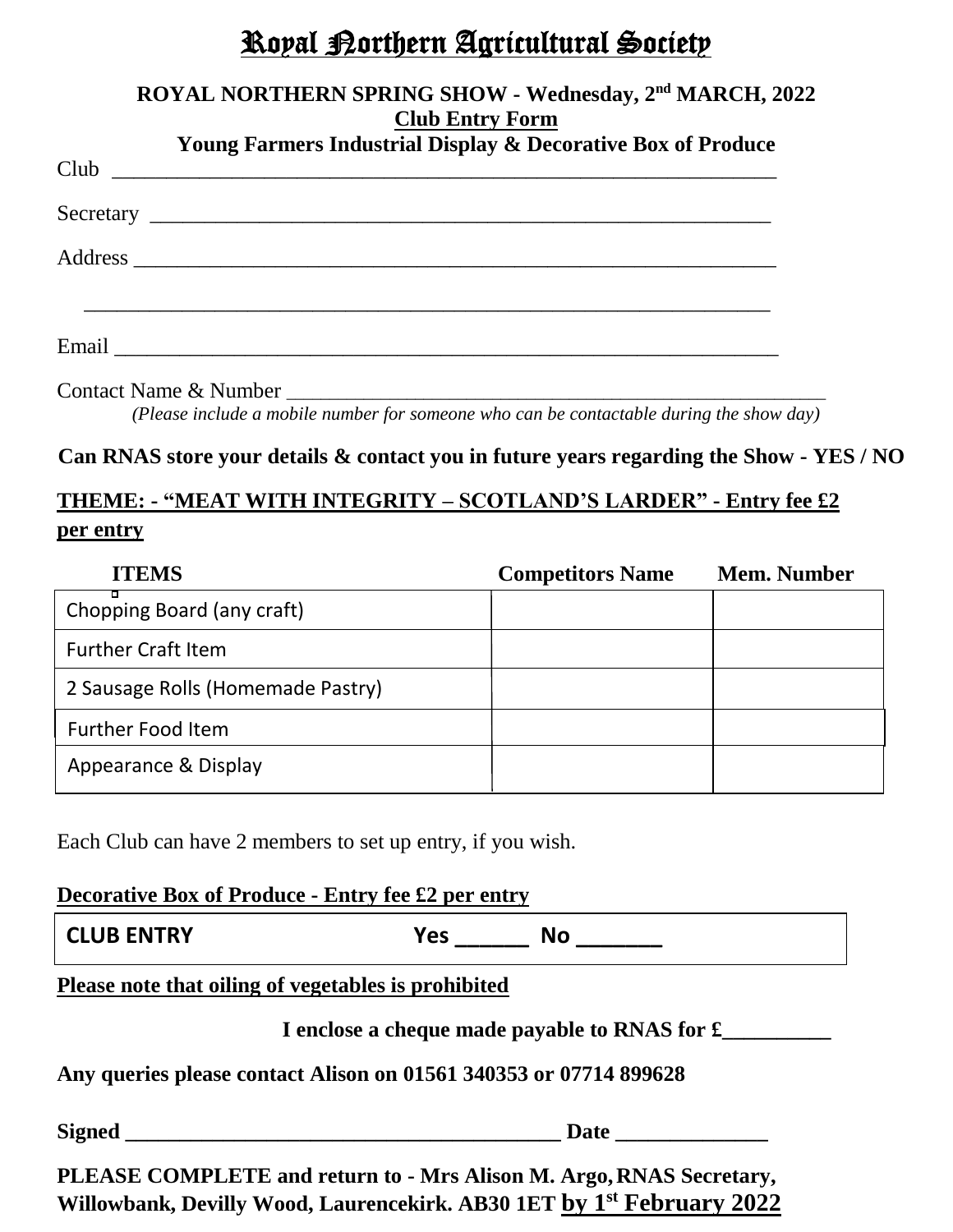# Royal Northern Agricultural Society

**ROYAL NORTHERN SPRING SHOW - Wednesday, 2nd MARCH, 2022**

**Club Entry Form**

**Young Farmers Industrial Display & Decorative Box of Produce**

Club ____________________________________________________________

Secretary ________________________________________________________

Address _________________________________________________________

_________________________________________________________________

Email ___________________________________________________________

Contact Name & Number __________________________________________

*(Please include a mobile number for someone who can be contactable during the show day)*

**Can RNAS store your details & contact you in future years regarding the Show - YES / NO**

**THEME: - "MEAT WITH INTEGRITY – SCOTLAND'S LARDER" - Entry fee £2 per entry**

| ITEMS | Competitors Name | Mem. Number |
|---|---|---|
| Chopping Board (any craft) | | |
| Further Craft Item | | |
| 2 Sausage Rolls (Homemade Pastry) | | |
| Further Food Item | | |
| Appearance & Display | | |

Each Club can have 2 members to set up entry, if you wish.

**Decorative Box of Produce - Entry fee £2 per entry**

| CLUB ENTRY | Yes ______ No _______ |
|---|---|

**Please note that oiling of vegetables is prohibited**

**I enclose a cheque made payable to RNAS for £__________**

**Any queries please contact Alison on 01561 340353 or 07714 899628**

**Signed ________________________________________ Date ______________**

**PLEASE COMPLETE and return to - Mrs Alison M. Argo, RNAS Secretary, Willowbank, Devilly Wood, Laurencekirk. AB30 1ET by 1st February 2022**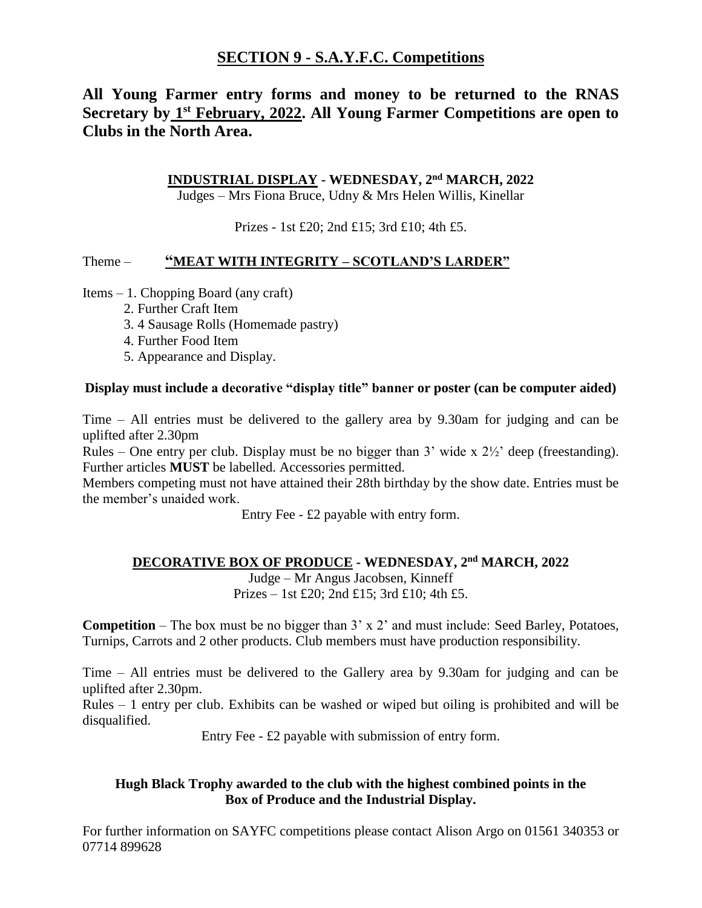## SECTION 9 - S.A.Y.F.C. Competitions

**All Young Farmer entry forms and money to be returned to the RNAS Secretary by 1st February, 2022. All Young Farmer Competitions are open to Clubs in the North Area.**

### INDUSTRIAL DISPLAY - WEDNESDAY, 2nd MARCH, 2022

Judges – Mrs Fiona Bruce, Udny & Mrs Helen Willis, Kinellar

Prizes - 1st £20; 2nd £15; 3rd £10; 4th £5.

Theme – **"MEAT WITH INTEGRITY – SCOTLAND'S LARDER"**

Items –
1. Chopping Board (any craft)
2. Further Craft Item
3. 4 Sausage Rolls (Homemade pastry)
4. Further Food Item
5. Appearance and Display.

**Display must include a decorative "display title" banner or poster (can be computer aided)**

Time – All entries must be delivered to the gallery area by 9.30am for judging and can be uplifted after 2.30pm

Rules – One entry per club. Display must be no bigger than 3' wide x 2½' deep (freestanding). Further articles **MUST** be labelled. Accessories permitted.

Members competing must not have attained their 28th birthday by the show date. Entries must be the member's unaided work.

Entry Fee - £2 payable with entry form.

### DECORATIVE BOX OF PRODUCE - WEDNESDAY, 2nd MARCH, 2022

Judge – Mr Angus Jacobsen, Kinneff

Prizes – 1st £20; 2nd £15; 3rd £10; 4th £5.

**Competition** – The box must be no bigger than 3' x 2' and must include: Seed Barley, Potatoes, Turnips, Carrots and 2 other products. Club members must have production responsibility.

Time – All entries must be delivered to the Gallery area by 9.30am for judging and can be uplifted after 2.30pm.

Rules – 1 entry per club. Exhibits can be washed or wiped but oiling is prohibited and will be disqualified.

Entry Fee - £2 payable with submission of entry form.

**Hugh Black Trophy awarded to the club with the highest combined points in the Box of Produce and the Industrial Display.**

For further information on SAYFC competitions please contact Alison Argo on 01561 340353 or 07714 899628